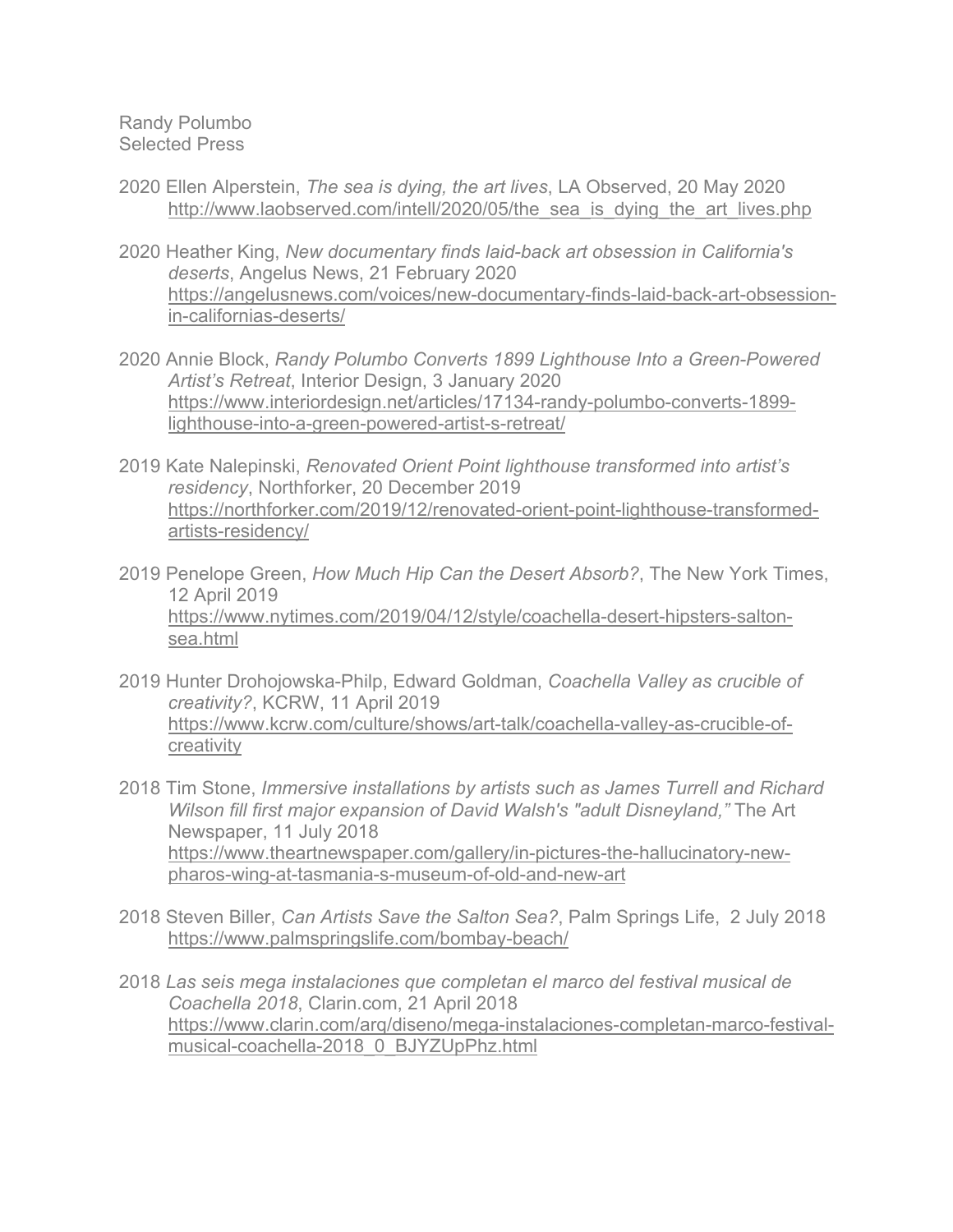Randy Polumbo
Selected Press

2020 Ellen Alperstein, *The sea is dying, the art lives*, LA Observed, 20 May 2020
http://www.laobserved.com/intell/2020/05/the_sea_is_dying_the_art_lives.php

2020 Heather King, *New documentary finds laid-back art obsession in California's deserts*, Angelus News, 21 February 2020
https://angelusnews.com/voices/new-documentary-finds-laid-back-art-obsession-in-californias-deserts/

2020 Annie Block, *Randy Polumbo Converts 1899 Lighthouse Into a Green-Powered Artist's Retreat*, Interior Design, 3 January 2020
https://www.interiordesign.net/articles/17134-randy-polumbo-converts-1899-lighthouse-into-a-green-powered-artist-s-retreat/

2019 Kate Nalepinski, *Renovated Orient Point lighthouse transformed into artist's residency*, Northforker, 20 December 2019
https://northforker.com/2019/12/renovated-orient-point-lighthouse-transformed-artists-residency/

2019 Penelope Green, *How Much Hip Can the Desert Absorb?*, The New York Times, 12 April 2019
https://www.nytimes.com/2019/04/12/style/coachella-desert-hipsters-salton-sea.html

2019 Hunter Drohojowska-Philp, Edward Goldman, *Coachella Valley as crucible of creativity?*, KCRW, 11 April 2019
https://www.kcrw.com/culture/shows/art-talk/coachella-valley-as-crucible-of-creativity

2018 Tim Stone, *Immersive installations by artists such as James Turrell and Richard Wilson fill first major expansion of David Walsh's "adult Disneyland,"* The Art Newspaper, 11 July 2018
https://www.theartnewspaper.com/gallery/in-pictures-the-hallucinatory-new-pharos-wing-at-tasmania-s-museum-of-old-and-new-art

2018 Steven Biller, *Can Artists Save the Salton Sea?*, Palm Springs Life, 2 July 2018
https://www.palmspringslife.com/bombay-beach/

2018 *Las seis mega instalaciones que completan el marco del festival musical de Coachella 2018*, Clarin.com, 21 April 2018
https://www.clarin.com/arq/diseno/mega-instalaciones-completan-marco-festival-musical-coachella-2018_0_BJYZUpPhz.html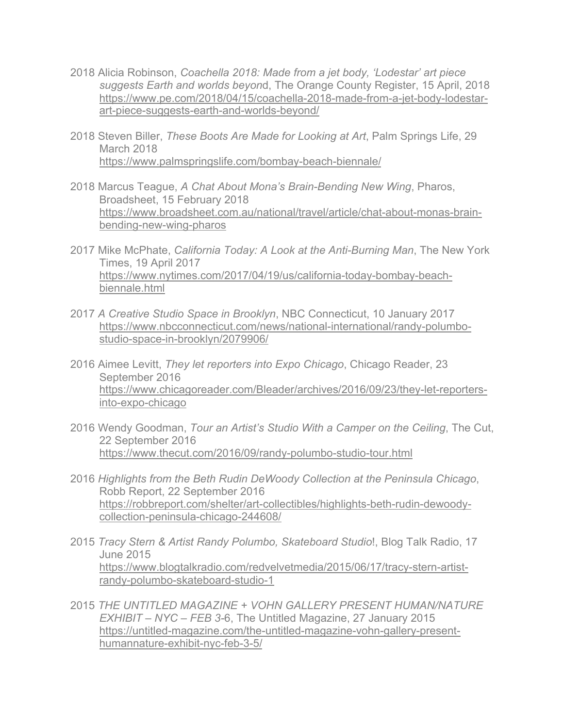2018 Alicia Robinson, *Coachella 2018: Made from a jet body, 'Lodestar' art piece suggests Earth and worlds beyon*d, The Orange County Register, 15 April, 2018 https://www.pe.com/2018/04/15/coachella-2018-made-from-a-jet-body-lodestar-art-piece-suggests-earth-and-worlds-beyond/

2018 Steven Biller, *These Boots Are Made for Looking at Art*, Palm Springs Life, 29 March 2018 https://www.palmspringslife.com/bombay-beach-biennale/

2018 Marcus Teague, *A Chat About Mona's Brain-Bending New Wing*, Pharos, Broadsheet, 15 February 2018 https://www.broadsheet.com.au/national/travel/article/chat-about-monas-brain-bending-new-wing-pharos

2017 Mike McPhate, *California Today: A Look at the Anti-Burning Man*, The New York Times, 19 April 2017 https://www.nytimes.com/2017/04/19/us/california-today-bombay-beach-biennale.html

2017 *A Creative Studio Space in Brooklyn*, NBC Connecticut, 10 January 2017 https://www.nbcconnecticut.com/news/national-international/randy-polumbo-studio-space-in-brooklyn/2079906/

2016 Aimee Levitt, *They let reporters into Expo Chicago*, Chicago Reader, 23 September 2016 https://www.chicagoreader.com/Bleader/archives/2016/09/23/they-let-reporters-into-expo-chicago

2016 Wendy Goodman, *Tour an Artist's Studio With a Camper on the Ceiling*, The Cut, 22 September 2016 https://www.thecut.com/2016/09/randy-polumbo-studio-tour.html

2016 *Highlights from the Beth Rudin DeWoody Collection at the Peninsula Chicago*, Robb Report, 22 September 2016 https://robbreport.com/shelter/art-collectibles/highlights-beth-rudin-dewoody-collection-peninsula-chicago-244608/

2015 *Tracy Stern & Artist Randy Polumbo, Skateboard Studio*!, Blog Talk Radio, 17 June 2015 https://www.blogtalkradio.com/redvelvetmedia/2015/06/17/tracy-stern-artist-randy-polumbo-skateboard-studio-1

2015 *THE UNTITLED MAGAZINE + VOHN GALLERY PRESENT HUMAN/NATURE EXHIBIT – NYC – FEB 3*-6, The Untitled Magazine, 27 January 2015 https://untitled-magazine.com/the-untitled-magazine-vohn-gallery-present-humannature-exhibit-nyc-feb-3-5/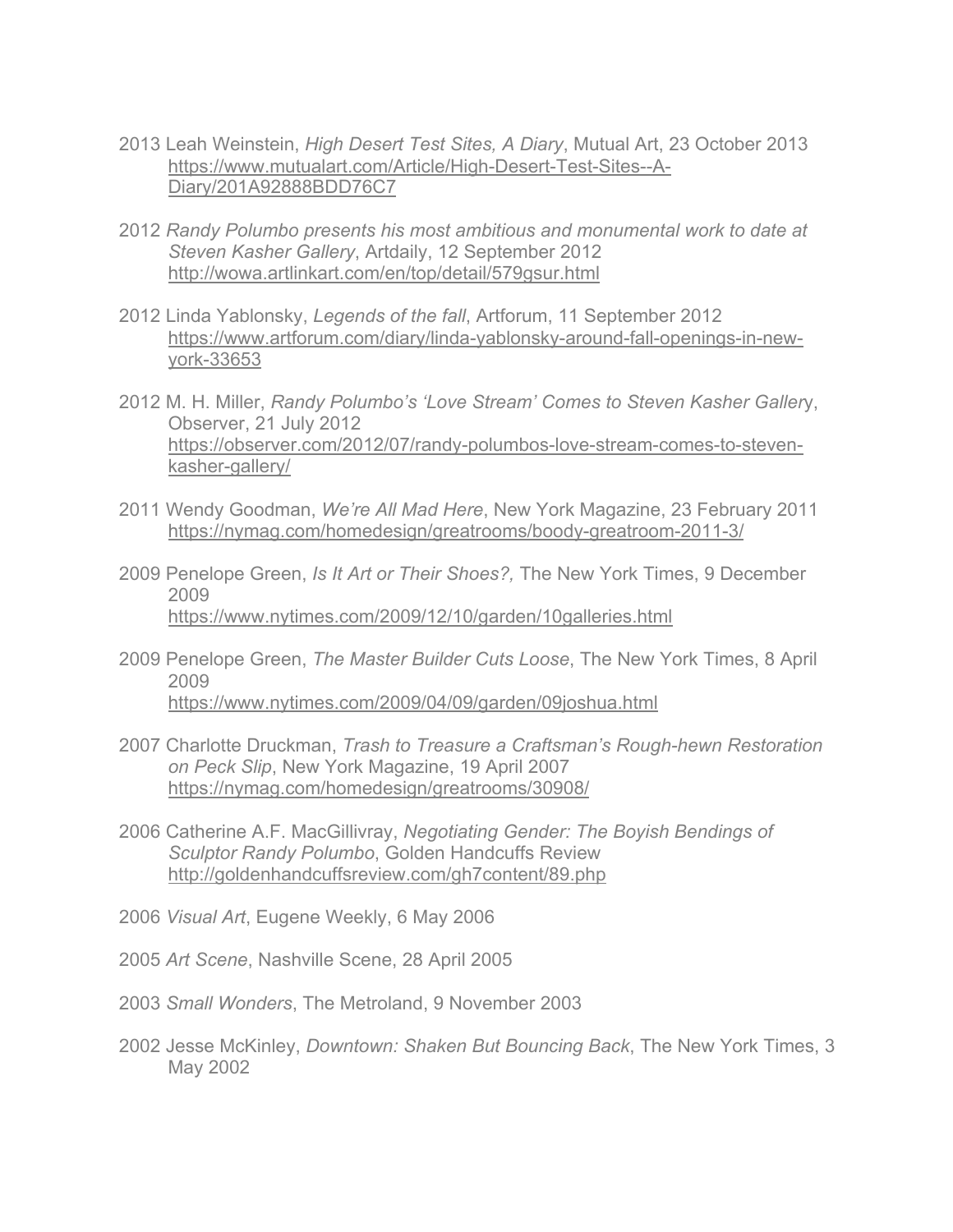2013 Leah Weinstein, *High Desert Test Sites, A Diary*, Mutual Art, 23 October 2013
https://www.mutualart.com/Article/High-Desert-Test-Sites--A-Diary/201A92888BDD76C7

2012 *Randy Polumbo presents his most ambitious and monumental work to date at Steven Kasher Gallery*, Artdaily, 12 September 2012
http://wowa.artlinkart.com/en/top/detail/579gsur.html

2012 Linda Yablonsky, *Legends of the fall*, Artforum, 11 September 2012
https://www.artforum.com/diary/linda-yablonsky-around-fall-openings-in-new-york-33653

2012 M. H. Miller, *Randy Polumbo's 'Love Stream' Comes to Steven Kasher Galler*y, Observer, 21 July 2012
https://observer.com/2012/07/randy-polumbos-love-stream-comes-to-steven-kasher-gallery/

2011 Wendy Goodman, *We're All Mad Here*, New York Magazine, 23 February 2011
https://nymag.com/homedesign/greatrooms/boody-greatroom-2011-3/

2009 Penelope Green, *Is It Art or Their Shoes?,* The New York Times, 9 December 2009
https://www.nytimes.com/2009/12/10/garden/10galleries.html

2009 Penelope Green, *The Master Builder Cuts Loose*, The New York Times, 8 April 2009
https://www.nytimes.com/2009/04/09/garden/09joshua.html

2007 Charlotte Druckman, *Trash to Treasure a Craftsman's Rough-hewn Restoration on Peck Slip*, New York Magazine, 19 April 2007
https://nymag.com/homedesign/greatrooms/30908/

2006 Catherine A.F. MacGillivray, *Negotiating Gender: The Boyish Bendings of Sculptor Randy Polumbo*, Golden Handcuffs Review
http://goldenhandcuffsreview.com/gh7content/89.php

2006 *Visual Art*, Eugene Weekly, 6 May 2006

2005 *Art Scene*, Nashville Scene, 28 April 2005

2003 *Small Wonders*, The Metroland, 9 November 2003

2002 Jesse McKinley, *Downtown: Shaken But Bouncing Back*, The New York Times, 3 May 2002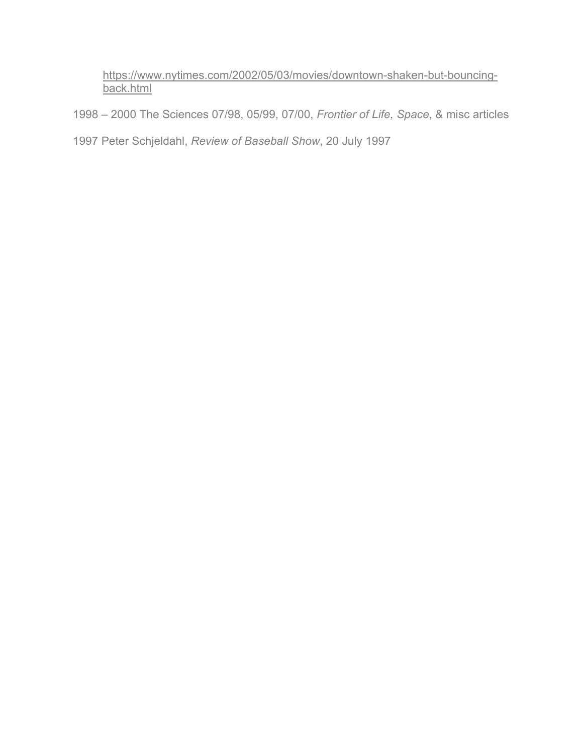https://www.nytimes.com/2002/05/03/movies/downtown-shaken-but-bouncing-back.html

1998 – 2000 The Sciences 07/98, 05/99, 07/00, *Frontier of Life, Space*, & misc articles

1997 Peter Schjeldahl, *Review of Baseball Show*, 20 July 1997